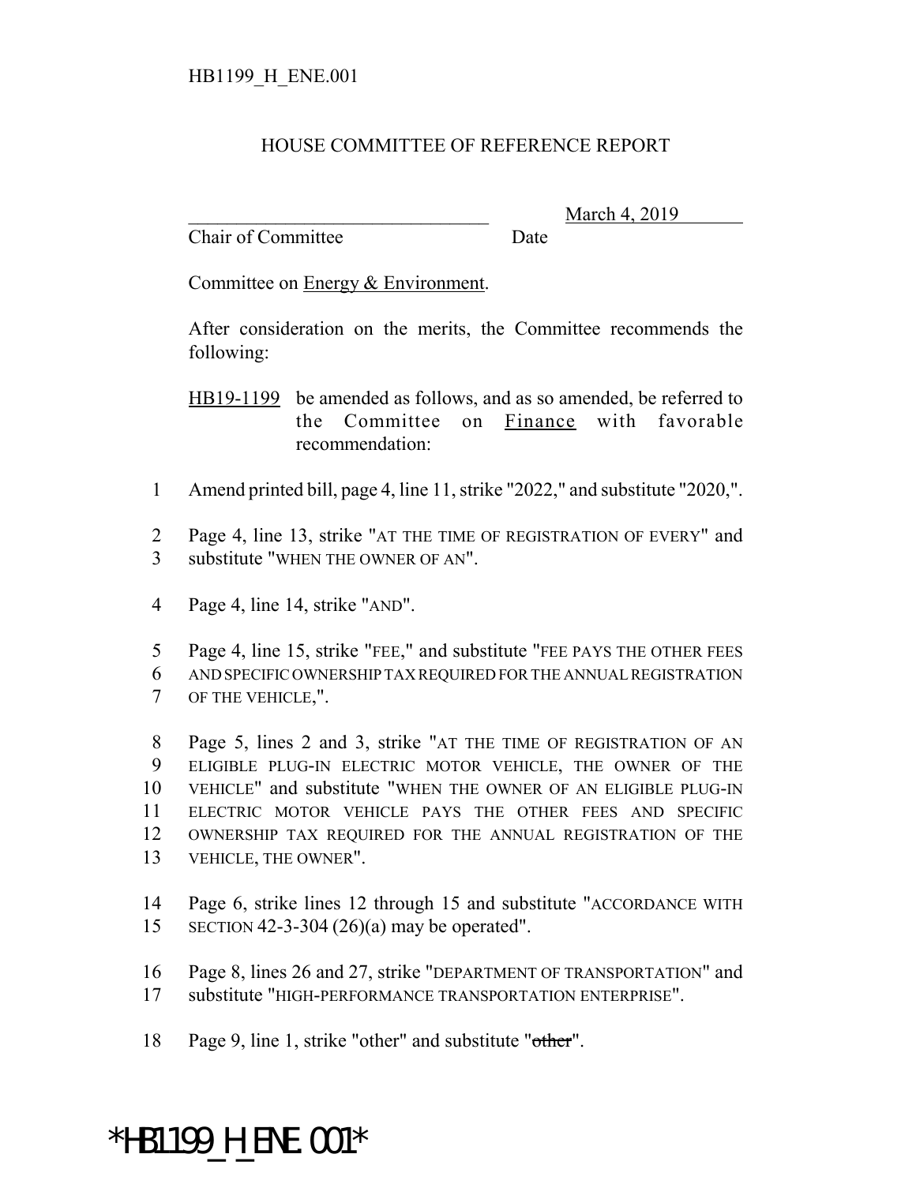HB1199_H_ENE.001

# HOUSE COMMITTEE OF REFERENCE REPORT

________________________________ March 4, 2019
Chair of Committee Date

Committee on Energy & Environment.

After consideration on the merits, the Committee recommends the following:

HB19-1199 be amended as follows, and as so amended, be referred to the Committee on Finance with favorable recommendation:

1 Amend printed bill, page 4, line 11, strike "2022," and substitute "2020,".

2 Page 4, line 13, strike "AT THE TIME OF REGISTRATION OF EVERY" and
3 substitute "WHEN THE OWNER OF AN".

4 Page 4, line 14, strike "AND".

5 Page 4, line 15, strike "FEE," and substitute "FEE PAYS THE OTHER FEES
6 AND SPECIFIC OWNERSHIP TAX REQUIRED FOR THE ANNUAL REGISTRATION
7 OF THE VEHICLE,".

8 Page 5, lines 2 and 3, strike "AT THE TIME OF REGISTRATION OF AN
9 ELIGIBLE PLUG-IN ELECTRIC MOTOR VEHICLE, THE OWNER OF THE
10 VEHICLE" and substitute "WHEN THE OWNER OF AN ELIGIBLE PLUG-IN
11 ELECTRIC MOTOR VEHICLE PAYS THE OTHER FEES AND SPECIFIC
12 OWNERSHIP TAX REQUIRED FOR THE ANNUAL REGISTRATION OF THE
13 VEHICLE, THE OWNER".

14 Page 6, strike lines 12 through 15 and substitute "ACCORDANCE WITH
15 SECTION 42-3-304 (26)(a) may be operated".

16 Page 8, lines 26 and 27, strike "DEPARTMENT OF TRANSPORTATION" and
17 substitute "HIGH-PERFORMANCE TRANSPORTATION ENTERPRISE".

18 Page 9, line 1, strike "other" and substitute "~~other~~".

*HB1199_H_ENE.001*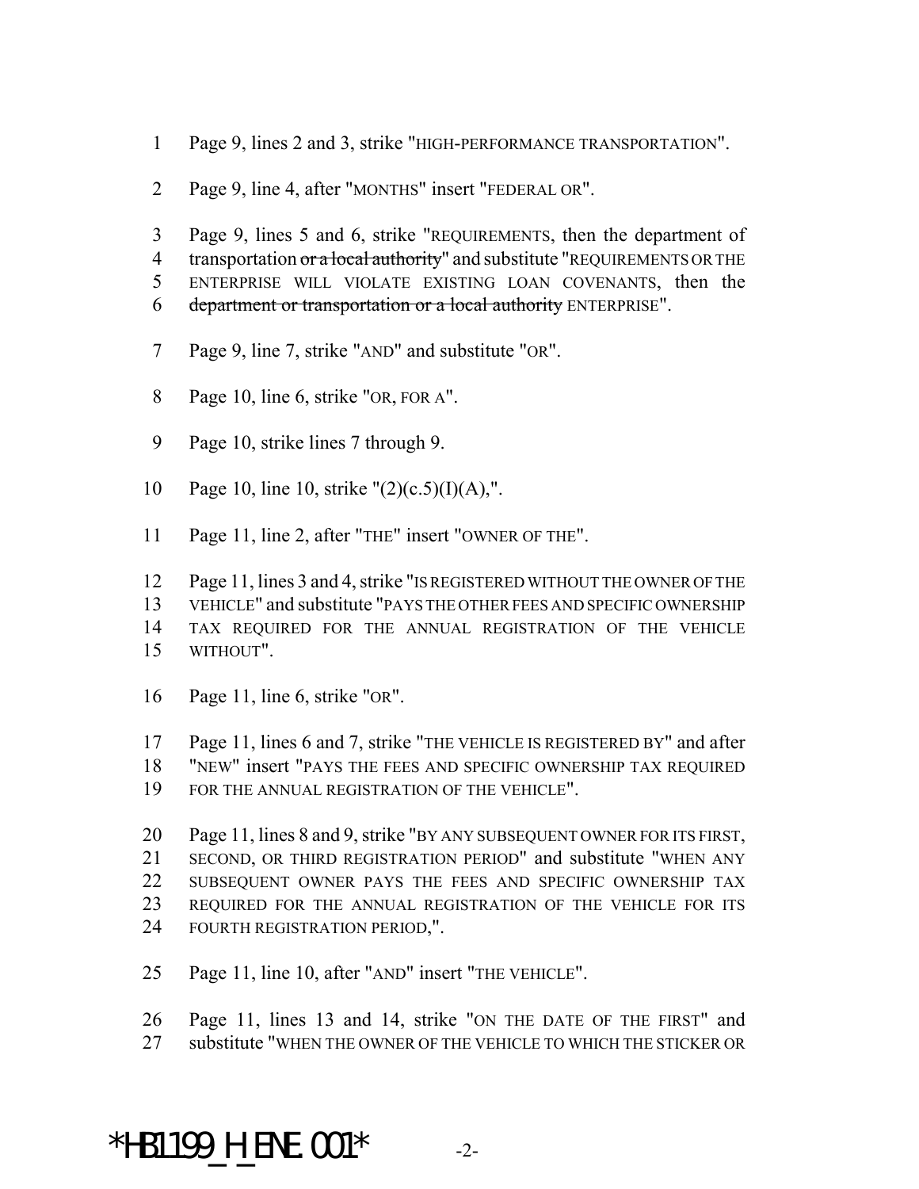1 Page 9, lines 2 and 3, strike "HIGH-PERFORMANCE TRANSPORTATION".

2 Page 9, line 4, after "MONTHS" insert "FEDERAL OR".

3 Page 9, lines 5 and 6, strike "REQUIREMENTS, then the department of
4 transportation ~~or a local authority~~" and substitute "REQUIREMENTS OR THE
5 ENTERPRISE WILL VIOLATE EXISTING LOAN COVENANTS, then the
6 ~~department or transportation or a local authority~~ ENTERPRISE".

7 Page 9, line 7, strike "AND" and substitute "OR".

8 Page 10, line 6, strike "OR, FOR A".

9 Page 10, strike lines 7 through 9.

10 Page 10, line 10, strike "(2)(c.5)(I)(A),".

11 Page 11, line 2, after "THE" insert "OWNER OF THE".

12 Page 11, lines 3 and 4, strike "IS REGISTERED WITHOUT THE OWNER OF THE
13 VEHICLE" and substitute "PAYS THE OTHER FEES AND SPECIFIC OWNERSHIP
14 TAX REQUIRED FOR THE ANNUAL REGISTRATION OF THE VEHICLE
15 WITHOUT".

16 Page 11, line 6, strike "OR".

17 Page 11, lines 6 and 7, strike "THE VEHICLE IS REGISTERED BY" and after
18 "NEW" insert "PAYS THE FEES AND SPECIFIC OWNERSHIP TAX REQUIRED
19 FOR THE ANNUAL REGISTRATION OF THE VEHICLE".

20 Page 11, lines 8 and 9, strike "BY ANY SUBSEQUENT OWNER FOR ITS FIRST,
21 SECOND, OR THIRD REGISTRATION PERIOD" and substitute "WHEN ANY
22 SUBSEQUENT OWNER PAYS THE FEES AND SPECIFIC OWNERSHIP TAX
23 REQUIRED FOR THE ANNUAL REGISTRATION OF THE VEHICLE FOR ITS
24 FOURTH REGISTRATION PERIOD,".

25 Page 11, line 10, after "AND" insert "THE VEHICLE".

26 Page 11, lines 13 and 14, strike "ON THE DATE OF THE FIRST" and
27 substitute "WHEN THE OWNER OF THE VEHICLE TO WHICH THE STICKER OR

*HB1199_H_ENE.001*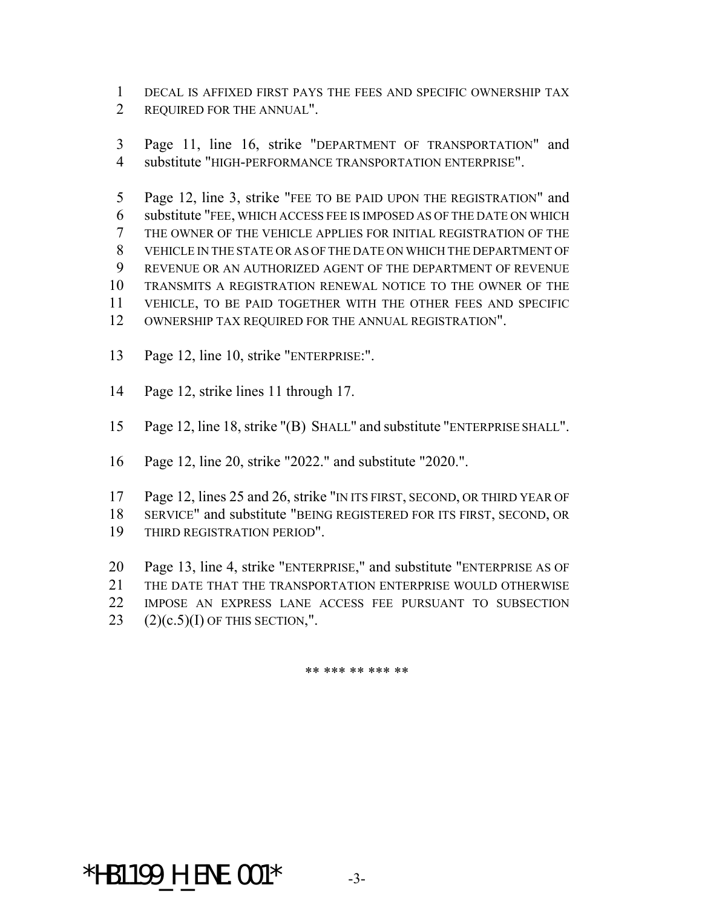DECAL IS AFFIXED FIRST PAYS THE FEES AND SPECIFIC OWNERSHIP TAX REQUIRED FOR THE ANNUAL".

Page 11, line 16, strike "DEPARTMENT OF TRANSPORTATION" and substitute "HIGH-PERFORMANCE TRANSPORTATION ENTERPRISE".

Page 12, line 3, strike "FEE TO BE PAID UPON THE REGISTRATION" and substitute "FEE, WHICH ACCESS FEE IS IMPOSED AS OF THE DATE ON WHICH THE OWNER OF THE VEHICLE APPLIES FOR INITIAL REGISTRATION OF THE VEHICLE IN THE STATE OR AS OF THE DATE ON WHICH THE DEPARTMENT OF REVENUE OR AN AUTHORIZED AGENT OF THE DEPARTMENT OF REVENUE TRANSMITS A REGISTRATION RENEWAL NOTICE TO THE OWNER OF THE VEHICLE, TO BE PAID TOGETHER WITH THE OTHER FEES AND SPECIFIC OWNERSHIP TAX REQUIRED FOR THE ANNUAL REGISTRATION".

Page 12, line 10, strike "ENTERPRISE:".

Page 12, strike lines 11 through 17.

Page 12, line 18, strike "(B) SHALL" and substitute "ENTERPRISE SHALL".

Page 12, line 20, strike "2022." and substitute "2020.".

Page 12, lines 25 and 26, strike "IN ITS FIRST, SECOND, OR THIRD YEAR OF SERVICE" and substitute "BEING REGISTERED FOR ITS FIRST, SECOND, OR THIRD REGISTRATION PERIOD".

Page 13, line 4, strike "ENTERPRISE," and substitute "ENTERPRISE AS OF THE DATE THAT THE TRANSPORTATION ENTERPRISE WOULD OTHERWISE IMPOSE AN EXPRESS LANE ACCESS FEE PURSUANT TO SUBSECTION (2)(c.5)(I) OF THIS SECTION,".

** *** ** *** **

*HB1199_H_ENE.001*